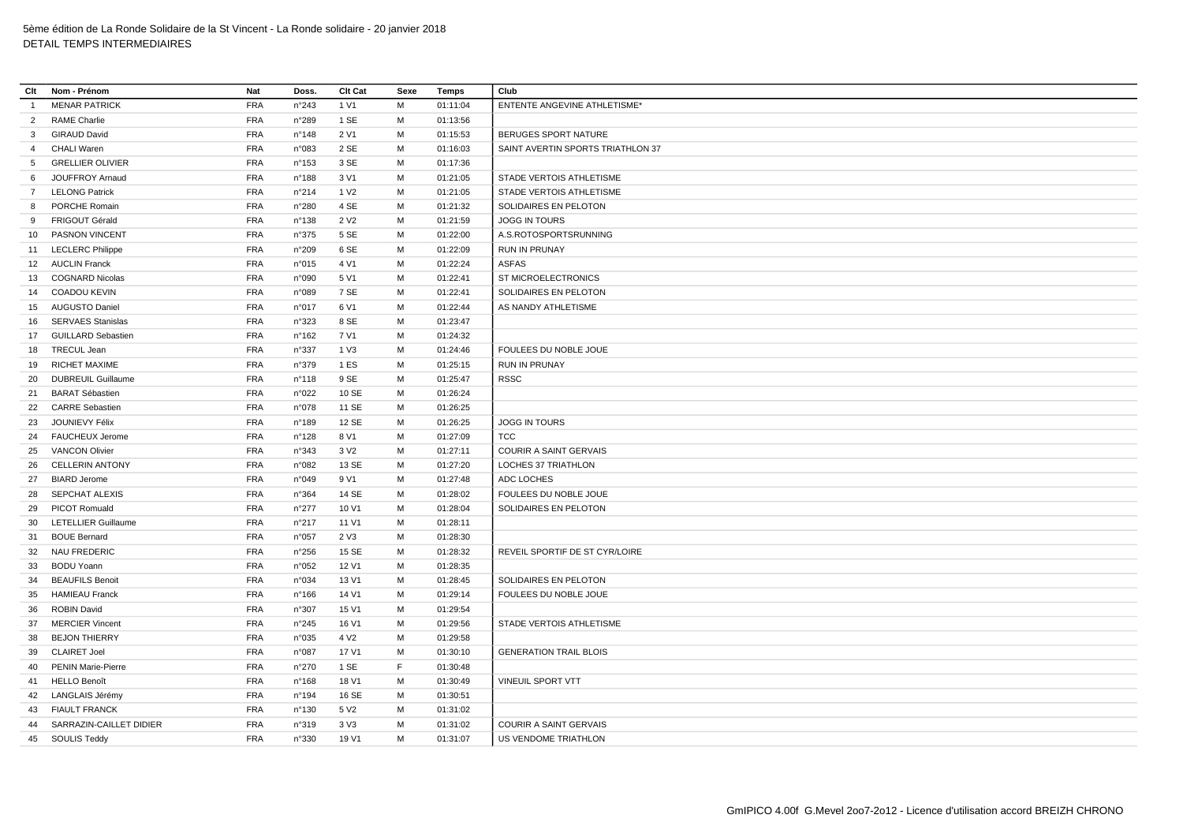5ème édition de La Ronde Solidaire de la St Vincent - La Ronde solidaire - 20 janvier 2018
DETAIL TEMPS INTERMEDIAIRES

| Clt | Nom - Prénom | Nat | Doss. | Clt Cat | Sexe | Temps | Club |
|---|---|---|---|---|---|---|---|
| 1 | MENAR PATRICK | FRA | n°243 | 1 V1 | M | 01:11:04 | ENTENTE ANGEVINE ATHLETISME* |
| 2 | RAME Charlie | FRA | n°289 | 1 SE | M | 01:13:56 | |
| 3 | GIRAUD David | FRA | n°148 | 2 V1 | M | 01:15:53 | BERUGES SPORT NATURE |
| 4 | CHALI Waren | FRA | n°083 | 2 SE | M | 01:16:03 | SAINT AVERTIN SPORTS TRIATHLON 37 |
| 5 | GRELLIER OLIVIER | FRA | n°153 | 3 SE | M | 01:17:36 | |
| 6 | JOUFFROY Arnaud | FRA | n°188 | 3 V1 | M | 01:21:05 | STADE VERTOIS ATHLETISME |
| 7 | LELONG Patrick | FRA | n°214 | 1 V2 | M | 01:21:05 | STADE VERTOIS ATHLETISME |
| 8 | PORCHE Romain | FRA | n°280 | 4 SE | M | 01:21:32 | SOLIDAIRES EN PELOTON |
| 9 | FRIGOUT Gérald | FRA | n°138 | 2 V2 | M | 01:21:59 | JOGG IN TOURS |
| 10 | PASNON VINCENT | FRA | n°375 | 5 SE | M | 01:22:00 | A.S.ROTOSPORTSRUNNING |
| 11 | LECLERC Philippe | FRA | n°209 | 6 SE | M | 01:22:09 | RUN IN PRUNAY |
| 12 | AUCLIN Franck | FRA | n°015 | 4 V1 | M | 01:22:24 | ASFAS |
| 13 | COGNARD Nicolas | FRA | n°090 | 5 V1 | M | 01:22:41 | ST MICROELECTRONICS |
| 14 | COADOU KEVIN | FRA | n°089 | 7 SE | M | 01:22:41 | SOLIDAIRES EN PELOTON |
| 15 | AUGUSTO Daniel | FRA | n°017 | 6 V1 | M | 01:22:44 | AS NANDY ATHLETISME |
| 16 | SERVAES Stanislas | FRA | n°323 | 8 SE | M | 01:23:47 | |
| 17 | GUILLARD Sebastien | FRA | n°162 | 7 V1 | M | 01:24:32 | |
| 18 | TRECUL Jean | FRA | n°337 | 1 V3 | M | 01:24:46 | FOULEES DU NOBLE JOUE |
| 19 | RICHET MAXIME | FRA | n°379 | 1 ES | M | 01:25:15 | RUN IN PRUNAY |
| 20 | DUBREUIL Guillaume | FRA | n°118 | 9 SE | M | 01:25:47 | RSSC |
| 21 | BARAT Sébastien | FRA | n°022 | 10 SE | M | 01:26:24 | |
| 22 | CARRE Sebastien | FRA | n°078 | 11 SE | M | 01:26:25 | |
| 23 | JOUNIEVY Félix | FRA | n°189 | 12 SE | M | 01:26:25 | JOGG IN TOURS |
| 24 | FAUCHEUX Jerome | FRA | n°128 | 8 V1 | M | 01:27:09 | TCC |
| 25 | VANCON Olivier | FRA | n°343 | 3 V2 | M | 01:27:11 | COURIR A SAINT GERVAIS |
| 26 | CELLERIN ANTONY | FRA | n°082 | 13 SE | M | 01:27:20 | LOCHES 37 TRIATHLON |
| 27 | BIARD Jerome | FRA | n°049 | 9 V1 | M | 01:27:48 | ADC LOCHES |
| 28 | SEPCHAT ALEXIS | FRA | n°364 | 14 SE | M | 01:28:02 | FOULEES DU NOBLE JOUE |
| 29 | PICOT Romuald | FRA | n°277 | 10 V1 | M | 01:28:04 | SOLIDAIRES EN PELOTON |
| 30 | LETELLIER Guillaume | FRA | n°217 | 11 V1 | M | 01:28:11 | |
| 31 | BOUE Bernard | FRA | n°057 | 2 V3 | M | 01:28:30 | |
| 32 | NAU FREDERIC | FRA | n°256 | 15 SE | M | 01:28:32 | REVEIL SPORTIF DE ST CYR/LOIRE |
| 33 | BODU Yoann | FRA | n°052 | 12 V1 | M | 01:28:35 | |
| 34 | BEAUFILS Benoit | FRA | n°034 | 13 V1 | M | 01:28:45 | SOLIDAIRES EN PELOTON |
| 35 | HAMIEAU Franck | FRA | n°166 | 14 V1 | M | 01:29:14 | FOULEES DU NOBLE JOUE |
| 36 | ROBIN David | FRA | n°307 | 15 V1 | M | 01:29:54 | |
| 37 | MERCIER Vincent | FRA | n°245 | 16 V1 | M | 01:29:56 | STADE VERTOIS ATHLETISME |
| 38 | BEJON THIERRY | FRA | n°035 | 4 V2 | M | 01:29:58 | |
| 39 | CLAIRET Joel | FRA | n°087 | 17 V1 | M | 01:30:10 | GENERATION TRAIL BLOIS |
| 40 | PENIN Marie-Pierre | FRA | n°270 | 1 SE | F | 01:30:48 | |
| 41 | HELLO Benoît | FRA | n°168 | 18 V1 | M | 01:30:49 | VINEUIL SPORT VTT |
| 42 | LANGLAIS Jérémy | FRA | n°194 | 16 SE | M | 01:30:51 | |
| 43 | FIAULT FRANCK | FRA | n°130 | 5 V2 | M | 01:31:02 | |
| 44 | SARRAZIN-CAILLET DIDIER | FRA | n°319 | 3 V3 | M | 01:31:02 | COURIR A SAINT GERVAIS |
| 45 | SOULIS Teddy | FRA | n°330 | 19 V1 | M | 01:31:07 | US VENDOME TRIATHLON |

GmIPICO 4.00f G.Mevel 2oo7-2o12 - Licence d'utilisation accord BREIZH CHRONO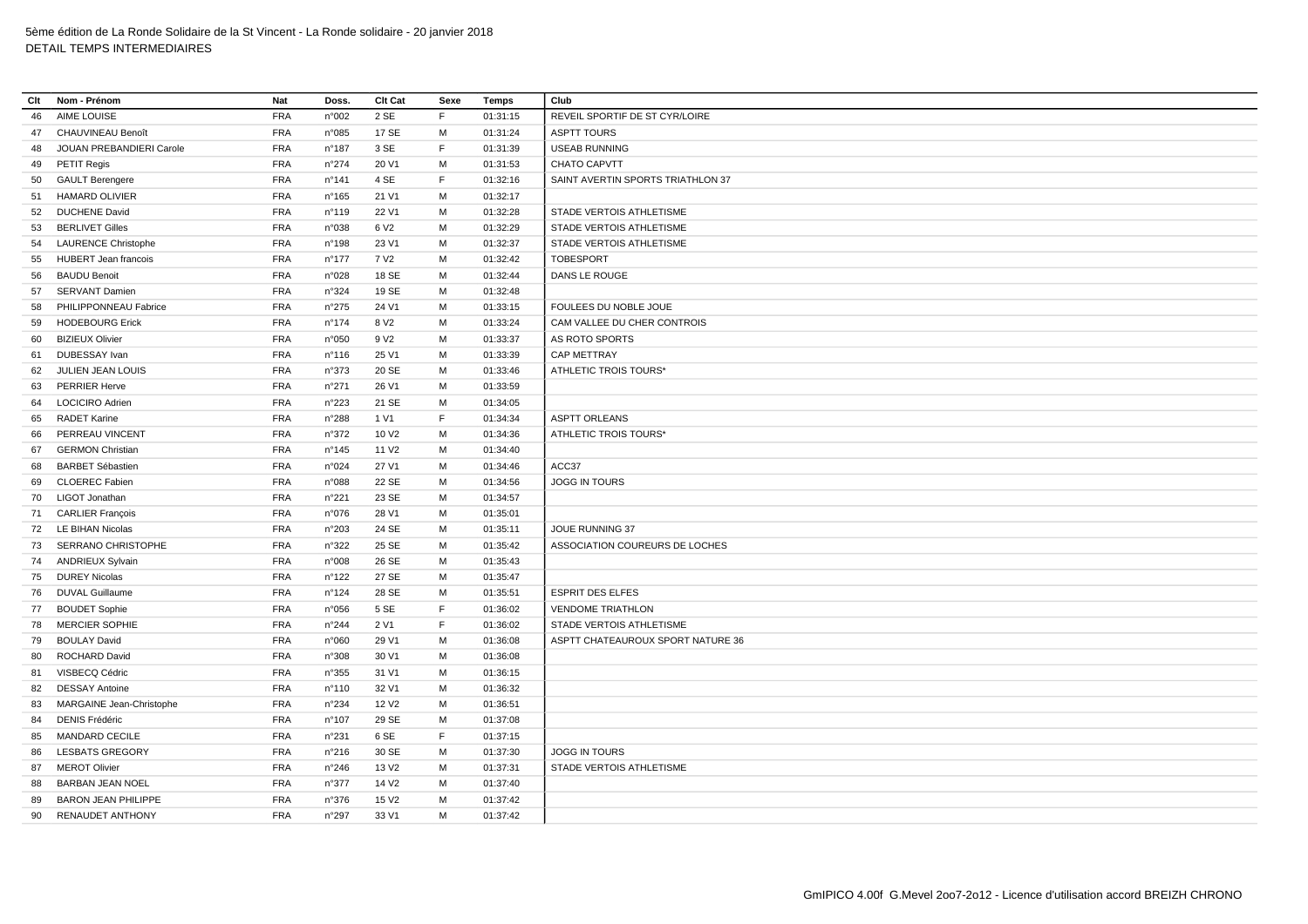5ème édition de La Ronde Solidaire de la St Vincent - La Ronde solidaire - 20 janvier 2018
DETAIL TEMPS INTERMEDIAIRES

| Clt | Nom - Prénom | Nat | Doss. | Clt Cat | Sexe | Temps | Club |
|---|---|---|---|---|---|---|---|
| 46 | AIME LOUISE | FRA | n°002 | 2 SE | F | 01:31:15 | REVEIL SPORTIF DE ST CYR/LOIRE |
| 47 | CHAUVINEAU Benoît | FRA | n°085 | 17 SE | M | 01:31:24 | ASPTT TOURS |
| 48 | JOUAN PREBANDIERI Carole | FRA | n°187 | 3 SE | F | 01:31:39 | USEAB RUNNING |
| 49 | PETIT Regis | FRA | n°274 | 20 V1 | M | 01:31:53 | CHATO CAPVTT |
| 50 | GAULT Berengere | FRA | n°141 | 4 SE | F | 01:32:16 | SAINT AVERTIN SPORTS TRIATHLON 37 |
| 51 | HAMARD OLIVIER | FRA | n°165 | 21 V1 | M | 01:32:17 | |
| 52 | DUCHENE David | FRA | n°119 | 22 V1 | M | 01:32:28 | STADE VERTOIS ATHLETISME |
| 53 | BERLIVET Gilles | FRA | n°038 | 6 V2 | M | 01:32:29 | STADE VERTOIS ATHLETISME |
| 54 | LAURENCE Christophe | FRA | n°198 | 23 V1 | M | 01:32:37 | STADE VERTOIS ATHLETISME |
| 55 | HUBERT Jean francois | FRA | n°177 | 7 V2 | M | 01:32:42 | TOBESPORT |
| 56 | BAUDU Benoit | FRA | n°028 | 18 SE | M | 01:32:44 | DANS LE ROUGE |
| 57 | SERVANT Damien | FRA | n°324 | 19 SE | M | 01:32:48 | |
| 58 | PHILIPPONNEAU Fabrice | FRA | n°275 | 24 V1 | M | 01:33:15 | FOULEES DU NOBLE JOUE |
| 59 | HODEBOURG Erick | FRA | n°174 | 8 V2 | M | 01:33:24 | CAM VALLEE DU CHER CONTROIS |
| 60 | BIZIEUX Olivier | FRA | n°050 | 9 V2 | M | 01:33:37 | AS ROTO SPORTS |
| 61 | DUBESSAY Ivan | FRA | n°116 | 25 V1 | M | 01:33:39 | CAP METTRAY |
| 62 | JULIEN JEAN LOUIS | FRA | n°373 | 20 SE | M | 01:33:46 | ATHLETIC TROIS TOURS* |
| 63 | PERRIER Herve | FRA | n°271 | 26 V1 | M | 01:33:59 | |
| 64 | LOCICIRO Adrien | FRA | n°223 | 21 SE | M | 01:34:05 | |
| 65 | RADET Karine | FRA | n°288 | 1 V1 | F | 01:34:34 | ASPTT ORLEANS |
| 66 | PERREAU VINCENT | FRA | n°372 | 10 V2 | M | 01:34:36 | ATHLETIC TROIS TOURS* |
| 67 | GERMON Christian | FRA | n°145 | 11 V2 | M | 01:34:40 | |
| 68 | BARBET Sébastien | FRA | n°024 | 27 V1 | M | 01:34:46 | ACC37 |
| 69 | CLOEREC Fabien | FRA | n°088 | 22 SE | M | 01:34:56 | JOGG IN TOURS |
| 70 | LIGOT Jonathan | FRA | n°221 | 23 SE | M | 01:34:57 | |
| 71 | CARLIER François | FRA | n°076 | 28 V1 | M | 01:35:01 | |
| 72 | LE BIHAN Nicolas | FRA | n°203 | 24 SE | M | 01:35:11 | JOUE RUNNING 37 |
| 73 | SERRANO CHRISTOPHE | FRA | n°322 | 25 SE | M | 01:35:42 | ASSOCIATION COUREURS DE LOCHES |
| 74 | ANDRIEUX Sylvain | FRA | n°008 | 26 SE | M | 01:35:43 | |
| 75 | DUREY Nicolas | FRA | n°122 | 27 SE | M | 01:35:47 | |
| 76 | DUVAL Guillaume | FRA | n°124 | 28 SE | M | 01:35:51 | ESPRIT DES ELFES |
| 77 | BOUDET Sophie | FRA | n°056 | 5 SE | F | 01:36:02 | VENDOME TRIATHLON |
| 78 | MERCIER SOPHIE | FRA | n°244 | 2 V1 | F | 01:36:02 | STADE VERTOIS ATHLETISME |
| 79 | BOULAY David | FRA | n°060 | 29 V1 | M | 01:36:08 | ASPTT CHATEAUROUX SPORT NATURE 36 |
| 80 | ROCHARD David | FRA | n°308 | 30 V1 | M | 01:36:08 | |
| 81 | VISBECQ Cédric | FRA | n°355 | 31 V1 | M | 01:36:15 | |
| 82 | DESSAY Antoine | FRA | n°110 | 32 V1 | M | 01:36:32 | |
| 83 | MARGAINE Jean-Christophe | FRA | n°234 | 12 V2 | M | 01:36:51 | |
| 84 | DENIS Frédéric | FRA | n°107 | 29 SE | M | 01:37:08 | |
| 85 | MANDARD CECILE | FRA | n°231 | 6 SE | F | 01:37:15 | |
| 86 | LESBATS GREGORY | FRA | n°216 | 30 SE | M | 01:37:30 | JOGG IN TOURS |
| 87 | MEROT Olivier | FRA | n°246 | 13 V2 | M | 01:37:31 | STADE VERTOIS ATHLETISME |
| 88 | BARBAN JEAN NOEL | FRA | n°377 | 14 V2 | M | 01:37:40 | |
| 89 | BARON JEAN PHILIPPE | FRA | n°376 | 15 V2 | M | 01:37:42 | |
| 90 | RENAUDET ANTHONY | FRA | n°297 | 33 V1 | M | 01:37:42 | |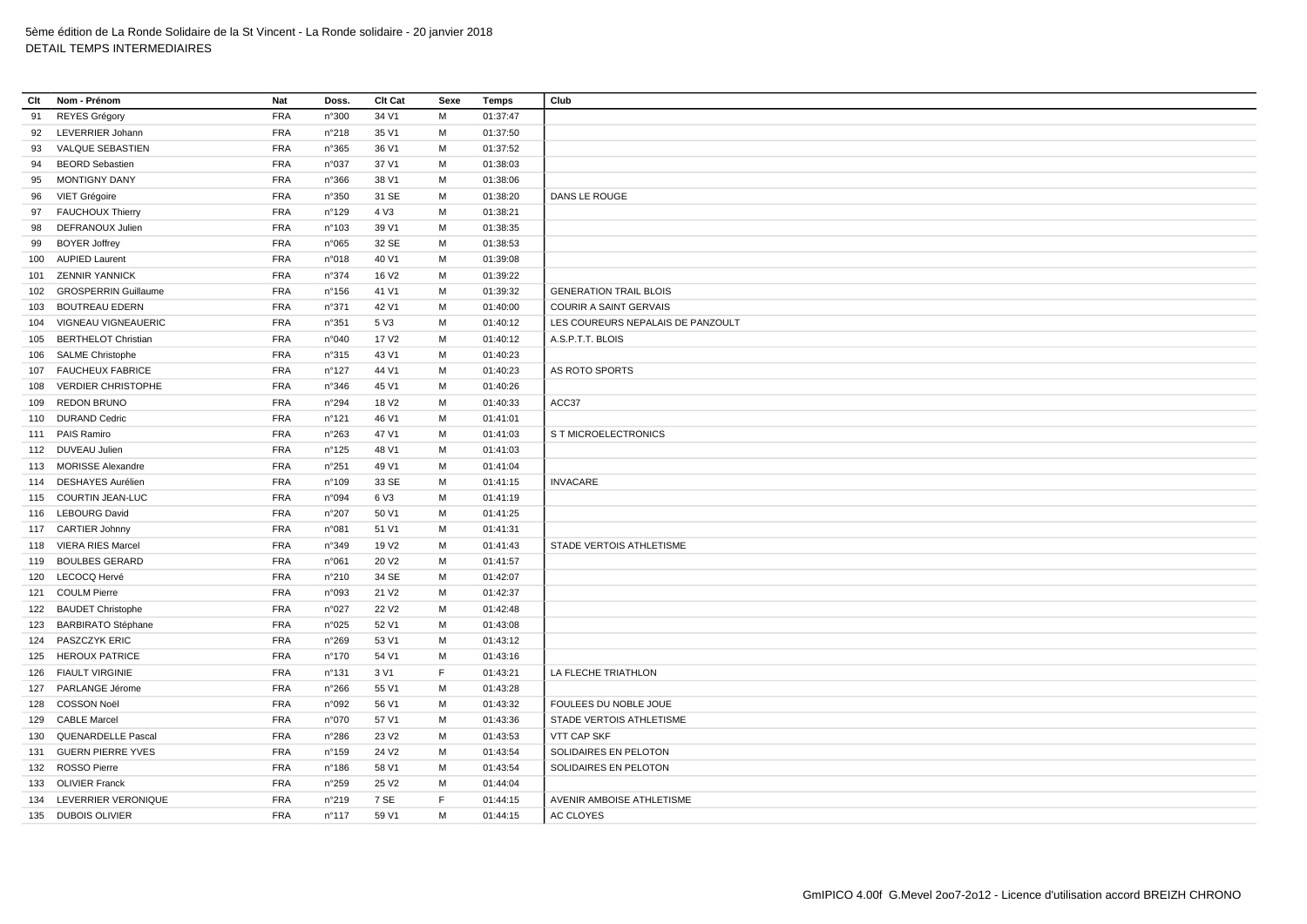5ème édition de La Ronde Solidaire de la St Vincent - La Ronde solidaire - 20 janvier 2018
DETAIL TEMPS INTERMEDIAIRES

| Clt | Nom - Prénom | Nat | Doss. | Clt Cat | Sexe | Temps | Club |
|---|---|---|---|---|---|---|---|
| 91 | REYES Grégory | FRA | n°300 | 34 V1 | M | 01:37:47 | |
| 92 | LEVERRIER Johann | FRA | n°218 | 35 V1 | M | 01:37:50 | |
| 93 | VALQUE SEBASTIEN | FRA | n°365 | 36 V1 | M | 01:37:52 | |
| 94 | BEORD Sebastien | FRA | n°037 | 37 V1 | M | 01:38:03 | |
| 95 | MONTIGNY DANY | FRA | n°366 | 38 V1 | M | 01:38:06 | |
| 96 | VIET Grégoire | FRA | n°350 | 31 SE | M | 01:38:20 | DANS LE ROUGE |
| 97 | FAUCHOUX Thierry | FRA | n°129 | 4 V3 | M | 01:38:21 | |
| 98 | DEFRANOUX Julien | FRA | n°103 | 39 V1 | M | 01:38:35 | |
| 99 | BOYER Joffrey | FRA | n°065 | 32 SE | M | 01:38:53 | |
| 100 | AUPIED Laurent | FRA | n°018 | 40 V1 | M | 01:39:08 | |
| 101 | ZENNIR YANNICK | FRA | n°374 | 16 V2 | M | 01:39:22 | |
| 102 | GROSPERRIN Guillaume | FRA | n°156 | 41 V1 | M | 01:39:32 | GENERATION TRAIL BLOIS |
| 103 | BOUTREAU EDERN | FRA | n°371 | 42 V1 | M | 01:40:00 | COURIR A SAINT GERVAIS |
| 104 | VIGNEAU VIGNEAUERIC | FRA | n°351 | 5 V3 | M | 01:40:12 | LES COUREURS NEPALAIS DE PANZOULT |
| 105 | BERTHELOT Christian | FRA | n°040 | 17 V2 | M | 01:40:12 | A.S.P.T.T. BLOIS |
| 106 | SALME Christophe | FRA | n°315 | 43 V1 | M | 01:40:23 | |
| 107 | FAUCHEUX FABRICE | FRA | n°127 | 44 V1 | M | 01:40:23 | AS ROTO SPORTS |
| 108 | VERDIER CHRISTOPHE | FRA | n°346 | 45 V1 | M | 01:40:26 | |
| 109 | REDON BRUNO | FRA | n°294 | 18 V2 | M | 01:40:33 | ACC37 |
| 110 | DURAND Cedric | FRA | n°121 | 46 V1 | M | 01:41:01 | |
| 111 | PAIS Ramiro | FRA | n°263 | 47 V1 | M | 01:41:03 | S T MICROELECTRONICS |
| 112 | DUVEAU Julien | FRA | n°125 | 48 V1 | M | 01:41:03 | |
| 113 | MORISSE Alexandre | FRA | n°251 | 49 V1 | M | 01:41:04 | |
| 114 | DESHAYES Aurélien | FRA | n°109 | 33 SE | M | 01:41:15 | INVACARE |
| 115 | COURTIN JEAN-LUC | FRA | n°094 | 6 V3 | M | 01:41:19 | |
| 116 | LEBOURG David | FRA | n°207 | 50 V1 | M | 01:41:25 | |
| 117 | CARTIER Johnny | FRA | n°081 | 51 V1 | M | 01:41:31 | |
| 118 | VIERA RIES Marcel | FRA | n°349 | 19 V2 | M | 01:41:43 | STADE VERTOIS ATHLETISME |
| 119 | BOULBES GERARD | FRA | n°061 | 20 V2 | M | 01:41:57 | |
| 120 | LECOCQ Hervé | FRA | n°210 | 34 SE | M | 01:42:07 | |
| 121 | COULM Pierre | FRA | n°093 | 21 V2 | M | 01:42:37 | |
| 122 | BAUDET Christophe | FRA | n°027 | 22 V2 | M | 01:42:48 | |
| 123 | BARBIRATO Stéphane | FRA | n°025 | 52 V1 | M | 01:43:08 | |
| 124 | PASZCZYK ERIC | FRA | n°269 | 53 V1 | M | 01:43:12 | |
| 125 | HEROUX PATRICE | FRA | n°170 | 54 V1 | M | 01:43:16 | |
| 126 | FIAULT VIRGINIE | FRA | n°131 | 3 V1 | F | 01:43:21 | LA FLECHE TRIATHLON |
| 127 | PARLANGE Jérome | FRA | n°266 | 55 V1 | M | 01:43:28 | |
| 128 | COSSON Noël | FRA | n°092 | 56 V1 | M | 01:43:32 | FOULEES DU NOBLE JOUE |
| 129 | CABLE Marcel | FRA | n°070 | 57 V1 | M | 01:43:36 | STADE VERTOIS ATHLETISME |
| 130 | QUENARDELLE Pascal | FRA | n°286 | 23 V2 | M | 01:43:53 | VTT CAP SKF |
| 131 | GUERN PIERRE YVES | FRA | n°159 | 24 V2 | M | 01:43:54 | SOLIDAIRES EN PELOTON |
| 132 | ROSSO Pierre | FRA | n°186 | 58 V1 | M | 01:43:54 | SOLIDAIRES EN PELOTON |
| 133 | OLIVIER Franck | FRA | n°259 | 25 V2 | M | 01:44:04 | |
| 134 | LEVERRIER VERONIQUE | FRA | n°219 | 7 SE | F | 01:44:15 | AVENIR AMBOISE ATHLETISME |
| 135 | DUBOIS OLIVIER | FRA | n°117 | 59 V1 | M | 01:44:15 | AC CLOYES |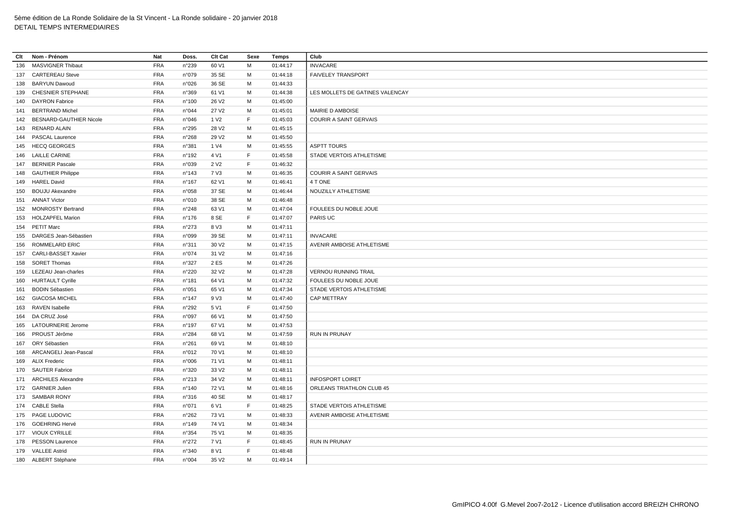5ème édition de La Ronde Solidaire de la St Vincent - La Ronde solidaire - 20 janvier 2018
DETAIL TEMPS INTERMEDIAIRES

| Clt | Nom - Prénom | Nat | Doss. | Clt Cat | Sexe | Temps | Club |
|---|---|---|---|---|---|---|---|
| 136 | MASVIGNER Thibaut | FRA | n°239 | 60 V1 | M | 01:44:17 | INVACARE |
| 137 | CARTEREAU Steve | FRA | n°079 | 35 SE | M | 01:44:18 | FAIVELEY TRANSPORT |
| 138 | BARYUN Dawoud | FRA | n°026 | 36 SE | M | 01:44:33 | |
| 139 | CHESNIER STEPHANE | FRA | n°369 | 61 V1 | M | 01:44:38 | LES MOLLETS DE GATINES VALENCAY |
| 140 | DAYRON Fabrice | FRA | n°100 | 26 V2 | M | 01:45:00 | |
| 141 | BERTRAND Michel | FRA | n°044 | 27 V2 | M | 01:45:01 | MAIRIE D AMBOISE |
| 142 | BESNARD-GAUTHIER Nicole | FRA | n°046 | 1 V2 | F | 01:45:03 | COURIR A SAINT GERVAIS |
| 143 | RENARD ALAIN | FRA | n°295 | 28 V2 | M | 01:45:15 | |
| 144 | PASCAL Laurence | FRA | n°268 | 29 V2 | M | 01:45:50 | |
| 145 | HECQ GEORGES | FRA | n°381 | 1 V4 | M | 01:45:55 | ASPTT TOURS |
| 146 | LAILLE CARINE | FRA | n°192 | 4 V1 | F | 01:45:58 | STADE VERTOIS ATHLETISME |
| 147 | BERNIER Pascale | FRA | n°039 | 2 V2 | F | 01:46:32 | |
| 148 | GAUTHIER Philippe | FRA | n°143 | 7 V3 | M | 01:46:35 | COURIR A SAINT GERVAIS |
| 149 | HAREL David | FRA | n°167 | 62 V1 | M | 01:46:41 | 4 T ONE |
| 150 | BOUJU Akexandre | FRA | n°058 | 37 SE | M | 01:46:44 | NOUZILLY ATHLETISME |
| 151 | ANNAT Victor | FRA | n°010 | 38 SE | M | 01:46:48 | |
| 152 | MONROSTY Bertrand | FRA | n°248 | 63 V1 | M | 01:47:04 | FOULEES DU NOBLE JOUE |
| 153 | HOLZAPFEL Marion | FRA | n°176 | 8 SE | F | 01:47:07 | PARIS UC |
| 154 | PETIT Marc | FRA | n°273 | 8 V3 | M | 01:47:11 | |
| 155 | DARGES Jean-Sébastien | FRA | n°099 | 39 SE | M | 01:47:11 | INVACARE |
| 156 | ROMMELARD ERIC | FRA | n°311 | 30 V2 | M | 01:47:15 | AVENIR AMBOISE ATHLETISME |
| 157 | CARLI-BASSET Xavier | FRA | n°074 | 31 V2 | M | 01:47:16 | |
| 158 | SORET Thomas | FRA | n°327 | 2 ES | M | 01:47:26 | |
| 159 | LEZEAU Jean-charles | FRA | n°220 | 32 V2 | M | 01:47:28 | VERNOU RUNNING TRAIL |
| 160 | HURTAULT Cyrille | FRA | n°181 | 64 V1 | M | 01:47:32 | FOULEES DU NOBLE JOUE |
| 161 | BODIN Sébastien | FRA | n°051 | 65 V1 | M | 01:47:34 | STADE VERTOIS ATHLETISME |
| 162 | GIACOSA MICHEL | FRA | n°147 | 9 V3 | M | 01:47:40 | CAP METTRAY |
| 163 | RAVEN Isabelle | FRA | n°292 | 5 V1 | F | 01:47:50 | |
| 164 | DA CRUZ José | FRA | n°097 | 66 V1 | M | 01:47:50 | |
| 165 | LATOURNERIE Jerome | FRA | n°197 | 67 V1 | M | 01:47:53 | |
| 166 | PROUST Jérôme | FRA | n°284 | 68 V1 | M | 01:47:59 | RUN IN PRUNAY |
| 167 | ORY Sébastien | FRA | n°261 | 69 V1 | M | 01:48:10 | |
| 168 | ARCANGELI Jean-Pascal | FRA | n°012 | 70 V1 | M | 01:48:10 | |
| 169 | ALIX Frederic | FRA | n°006 | 71 V1 | M | 01:48:11 | |
| 170 | SAUTER Fabrice | FRA | n°320 | 33 V2 | M | 01:48:11 | |
| 171 | ARCHILES Alexandre | FRA | n°213 | 34 V2 | M | 01:48:11 | INFOSPORT LOIRET |
| 172 | GARNIER Julien | FRA | n°140 | 72 V1 | M | 01:48:16 | ORLEANS TRIATHLON CLUB 45 |
| 173 | SAMBAR RONY | FRA | n°316 | 40 SE | M | 01:48:17 | |
| 174 | CABLE Stella | FRA | n°071 | 6 V1 | F | 01:48:25 | STADE VERTOIS ATHLETISME |
| 175 | PAGE LUDOVIC | FRA | n°262 | 73 V1 | M | 01:48:33 | AVENIR AMBOISE ATHLETISME |
| 176 | GOEHRING Hervé | FRA | n°149 | 74 V1 | M | 01:48:34 | |
| 177 | VIOUX CYRILLE | FRA | n°354 | 75 V1 | M | 01:48:35 | |
| 178 | PESSON Laurence | FRA | n°272 | 7 V1 | F | 01:48:45 | RUN IN PRUNAY |
| 179 | VALLEE Astrid | FRA | n°340 | 8 V1 | F | 01:48:48 | |
| 180 | ALBERT Stéphane | FRA | n°004 | 35 V2 | M | 01:49:14 | |

GmIPICO 4.00f G.Mevel 2oo7-2o12 - Licence d'utilisation accord BREIZH CHRONO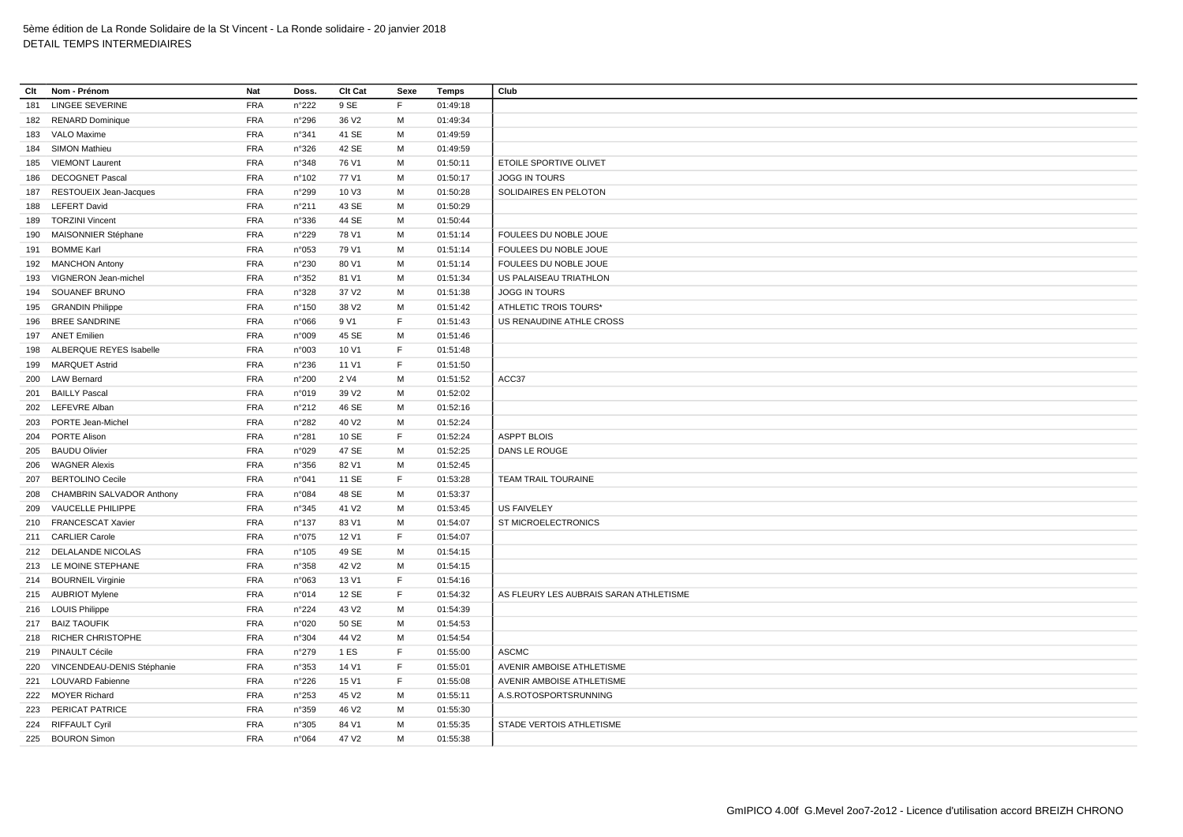5ème édition de La Ronde Solidaire de la St Vincent - La Ronde solidaire - 20 janvier 2018
DETAIL TEMPS INTERMEDIAIRES

| Clt | Nom - Prénom | Nat | Doss. | Clt Cat | Sexe | Temps | Club |
|---|---|---|---|---|---|---|---|
| 181 | LINGEE SEVERINE | FRA | n°222 | 9 SE | F | 01:49:18 | |
| 182 | RENARD Dominique | FRA | n°296 | 36 V2 | M | 01:49:34 | |
| 183 | VALO Maxime | FRA | n°341 | 41 SE | M | 01:49:59 | |
| 184 | SIMON Mathieu | FRA | n°326 | 42 SE | M | 01:49:59 | |
| 185 | VIEMONT Laurent | FRA | n°348 | 76 V1 | M | 01:50:11 | ETOILE SPORTIVE OLIVET |
| 186 | DECOGNET Pascal | FRA | n°102 | 77 V1 | M | 01:50:17 | JOGG IN TOURS |
| 187 | RESTOUEIX Jean-Jacques | FRA | n°299 | 10 V3 | M | 01:50:28 | SOLIDAIRES EN PELOTON |
| 188 | LEFERT David | FRA | n°211 | 43 SE | M | 01:50:29 | |
| 189 | TORZINI Vincent | FRA | n°336 | 44 SE | M | 01:50:44 | |
| 190 | MAISONNIER Stéphane | FRA | n°229 | 78 V1 | M | 01:51:14 | FOULEES DU NOBLE JOUE |
| 191 | BOMME Karl | FRA | n°053 | 79 V1 | M | 01:51:14 | FOULEES DU NOBLE JOUE |
| 192 | MANCHON Antony | FRA | n°230 | 80 V1 | M | 01:51:14 | FOULEES DU NOBLE JOUE |
| 193 | VIGNERON Jean-michel | FRA | n°352 | 81 V1 | M | 01:51:34 | US PALAISEAU TRIATHLON |
| 194 | SOUANEF BRUNO | FRA | n°328 | 37 V2 | M | 01:51:38 | JOGG IN TOURS |
| 195 | GRANDIN Philippe | FRA | n°150 | 38 V2 | M | 01:51:42 | ATHLETIC TROIS TOURS* |
| 196 | BREE SANDRINE | FRA | n°066 | 9 V1 | F | 01:51:43 | US RENAUDINE ATHLE CROSS |
| 197 | ANET Emilien | FRA | n°009 | 45 SE | M | 01:51:46 | |
| 198 | ALBERQUE REYES Isabelle | FRA | n°003 | 10 V1 | F | 01:51:48 | |
| 199 | MARQUET Astrid | FRA | n°236 | 11 V1 | F | 01:51:50 | |
| 200 | LAW Bernard | FRA | n°200 | 2 V4 | M | 01:51:52 | ACC37 |
| 201 | BAILLY Pascal | FRA | n°019 | 39 V2 | M | 01:52:02 | |
| 202 | LEFEVRE Alban | FRA | n°212 | 46 SE | M | 01:52:16 | |
| 203 | PORTE Jean-Michel | FRA | n°282 | 40 V2 | M | 01:52:24 | |
| 204 | PORTE Alison | FRA | n°281 | 10 SE | F | 01:52:24 | ASPPT BLOIS |
| 205 | BAUDU Olivier | FRA | n°029 | 47 SE | M | 01:52:25 | DANS LE ROUGE |
| 206 | WAGNER Alexis | FRA | n°356 | 82 V1 | M | 01:52:45 | |
| 207 | BERTOLINO Cecile | FRA | n°041 | 11 SE | F | 01:53:28 | TEAM TRAIL TOURAINE |
| 208 | CHAMBRIN SALVADOR Anthony | FRA | n°084 | 48 SE | M | 01:53:37 | |
| 209 | VAUCELLE PHILIPPE | FRA | n°345 | 41 V2 | M | 01:53:45 | US FAIVELEY |
| 210 | FRANCESCAT Xavier | FRA | n°137 | 83 V1 | M | 01:54:07 | ST MICROELECTRONICS |
| 211 | CARLIER Carole | FRA | n°075 | 12 V1 | F | 01:54:07 | |
| 212 | DELALANDE NICOLAS | FRA | n°105 | 49 SE | M | 01:54:15 | |
| 213 | LE MOINE STEPHANE | FRA | n°358 | 42 V2 | M | 01:54:15 | |
| 214 | BOURNEIL Virginie | FRA | n°063 | 13 V1 | F | 01:54:16 | |
| 215 | AUBRIOT Mylene | FRA | n°014 | 12 SE | F | 01:54:32 | AS FLEURY LES AUBRAIS SARAN ATHLETISME |
| 216 | LOUIS Philippe | FRA | n°224 | 43 V2 | M | 01:54:39 | |
| 217 | BAIZ TAOUFIK | FRA | n°020 | 50 SE | M | 01:54:53 | |
| 218 | RICHER CHRISTOPHE | FRA | n°304 | 44 V2 | M | 01:54:54 | |
| 219 | PINAULT Cécile | FRA | n°279 | 1 ES | F | 01:55:00 | ASCMC |
| 220 | VINCENDEAU-DENIS Stéphanie | FRA | n°353 | 14 V1 | F | 01:55:01 | AVENIR AMBOISE ATHLETISME |
| 221 | LOUVARD Fabienne | FRA | n°226 | 15 V1 | F | 01:55:08 | AVENIR AMBOISE ATHLETISME |
| 222 | MOYER Richard | FRA | n°253 | 45 V2 | M | 01:55:11 | A.S.ROTOSPORTSRUNNING |
| 223 | PERICAT PATRICE | FRA | n°359 | 46 V2 | M | 01:55:30 | |
| 224 | RIFFAULT Cyril | FRA | n°305 | 84 V1 | M | 01:55:35 | STADE VERTOIS ATHLETISME |
| 225 | BOURON Simon | FRA | n°064 | 47 V2 | M | 01:55:38 | |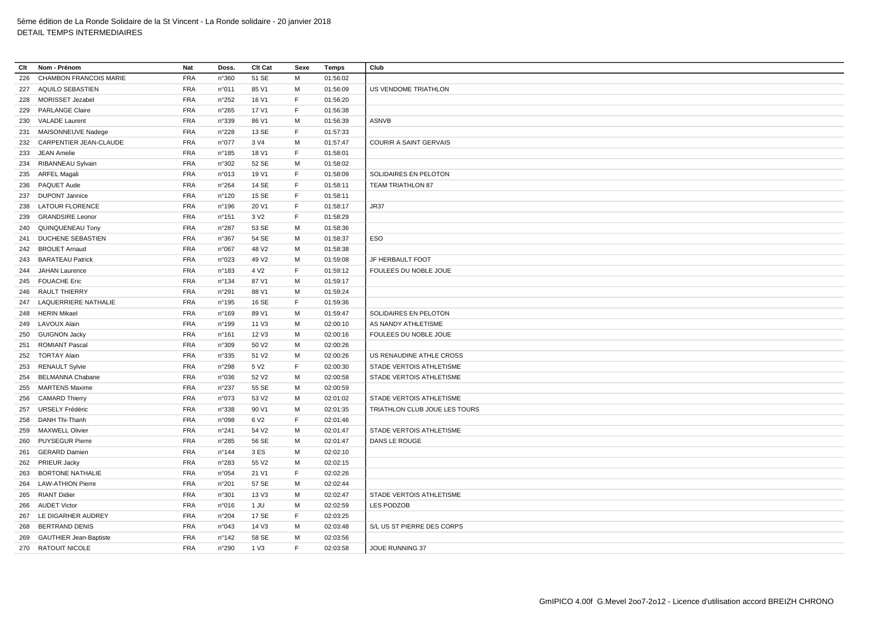5ème édition de La Ronde Solidaire de la St Vincent - La Ronde solidaire - 20 janvier 2018

DETAIL TEMPS INTERMEDIAIRES

| Clt | Nom - Prénom | Nat | Doss. | Clt Cat | Sexe | Temps | Club |
|---|---|---|---|---|---|---|---|
| 226 | CHAMBON FRANCOIS MARIE | FRA | n°360 | 51 SE | M | 01:56:02 | |
| 227 | AQUILO SEBASTIEN | FRA | n°011 | 85 V1 | M | 01:56:09 | US VENDOME TRIATHLON |
| 228 | MORISSET Jezabel | FRA | n°252 | 16 V1 | F | 01:56:20 | |
| 229 | PARLANGE Claire | FRA | n°265 | 17 V1 | F | 01:56:38 | |
| 230 | VALADE Laurent | FRA | n°339 | 86 V1 | M | 01:56:39 | ASNVB |
| 231 | MAISONNEUVE Nadege | FRA | n°228 | 13 SE | F | 01:57:33 | |
| 232 | CARPENTIER JEAN-CLAUDE | FRA | n°077 | 3 V4 | M | 01:57:47 | COURIR A SAINT GERVAIS |
| 233 | JEAN Amelie | FRA | n°185 | 18 V1 | F | 01:58:01 | |
| 234 | RIBANNEAU Sylvain | FRA | n°302 | 52 SE | M | 01:58:02 | |
| 235 | ARFEL Magali | FRA | n°013 | 19 V1 | F | 01:58:09 | SOLIDAIRES EN PELOTON |
| 236 | PAQUET Aude | FRA | n°264 | 14 SE | F | 01:58:11 | TEAM TRIATHLON 87 |
| 237 | DUPONT Jannice | FRA | n°120 | 15 SE | F | 01:58:11 | |
| 238 | LATOUR FLORENCE | FRA | n°196 | 20 V1 | F | 01:58:17 | JR37 |
| 239 | GRANDSIRE Leonor | FRA | n°151 | 3 V2 | F | 01:58:29 | |
| 240 | QUINQUENEAU Tony | FRA | n°287 | 53 SE | M | 01:58:36 | |
| 241 | DUCHENE SEBASTIEN | FRA | n°367 | 54 SE | M | 01:58:37 | ESO |
| 242 | BROUET Arnaud | FRA | n°067 | 48 V2 | M | 01:58:38 | |
| 243 | BARATEAU Patrick | FRA | n°023 | 49 V2 | M | 01:59:08 | JF HERBAULT FOOT |
| 244 | JAHAN Laurence | FRA | n°183 | 4 V2 | F | 01:59:12 | FOULEES DU NOBLE JOUE |
| 245 | FOUACHE Eric | FRA | n°134 | 87 V1 | M | 01:59:17 | |
| 246 | RAULT THIERRY | FRA | n°291 | 88 V1 | M | 01:59:24 | |
| 247 | LAQUERRIERE NATHALIE | FRA | n°195 | 16 SE | F | 01:59:36 | |
| 248 | HERIN Mikael | FRA | n°169 | 89 V1 | M | 01:59:47 | SOLIDAIRES EN PELOTON |
| 249 | LAVOUX Alain | FRA | n°199 | 11 V3 | M | 02:00:10 | AS NANDY ATHLETISME |
| 250 | GUIGNON Jacky | FRA | n°161 | 12 V3 | M | 02:00:16 | FOULEES DU NOBLE JOUE |
| 251 | ROMIANT Pascal | FRA | n°309 | 50 V2 | M | 02:00:26 | |
| 252 | TORTAY Alain | FRA | n°335 | 51 V2 | M | 02:00:26 | US RENAUDINE ATHLE CROSS |
| 253 | RENAULT Sylvie | FRA | n°298 | 5 V2 | F | 02:00:30 | STADE VERTOIS ATHLETISME |
| 254 | BELMANNA Chabane | FRA | n°036 | 52 V2 | M | 02:00:58 | STADE VERTOIS ATHLETISME |
| 255 | MARTENS Maxime | FRA | n°237 | 55 SE | M | 02:00:59 | |
| 256 | CAMARD Thierry | FRA | n°073 | 53 V2 | M | 02:01:02 | STADE VERTOIS ATHLETISME |
| 257 | URSELY Frédéric | FRA | n°338 | 90 V1 | M | 02:01:35 | TRIATHLON CLUB JOUE LES TOURS |
| 258 | DANH Thi-Thanh | FRA | n°098 | 6 V2 | F | 02:01:46 | |
| 259 | MAXWELL Olivier | FRA | n°241 | 54 V2 | M | 02:01:47 | STADE VERTOIS ATHLETISME |
| 260 | PUYSEGUR Pierre | FRA | n°285 | 56 SE | M | 02:01:47 | DANS LE ROUGE |
| 261 | GERARD Damien | FRA | n°144 | 3 ES | M | 02:02:10 | |
| 262 | PRIEUR Jacky | FRA | n°283 | 55 V2 | M | 02:02:15 | |
| 263 | BORTONE NATHALIE | FRA | n°054 | 21 V1 | F | 02:02:26 | |
| 264 | LAW-ATHION Pierre | FRA | n°201 | 57 SE | M | 02:02:44 | |
| 265 | RIANT Didier | FRA | n°301 | 13 V3 | M | 02:02:47 | STADE VERTOIS ATHLETISME |
| 266 | AUDET Victor | FRA | n°016 | 1 JU | M | 02:02:59 | LES PODZOB |
| 267 | LE DIGARHER AUDREY | FRA | n°204 | 17 SE | F | 02:03:25 | |
| 268 | BERTRAND DENIS | FRA | n°043 | 14 V3 | M | 02:03:48 | S/L US ST PIERRE DES CORPS |
| 269 | GAUTHIER Jean-Baptiste | FRA | n°142 | 58 SE | M | 02:03:56 | |
| 270 | RATOUIT NICOLE | FRA | n°290 | 1 V3 | F | 02:03:58 | JOUE RUNNING 37 |

GmIPICO 4.00f G.Mevel 2oo7-2o12 - Licence d'utilisation accord BREIZH CHRONO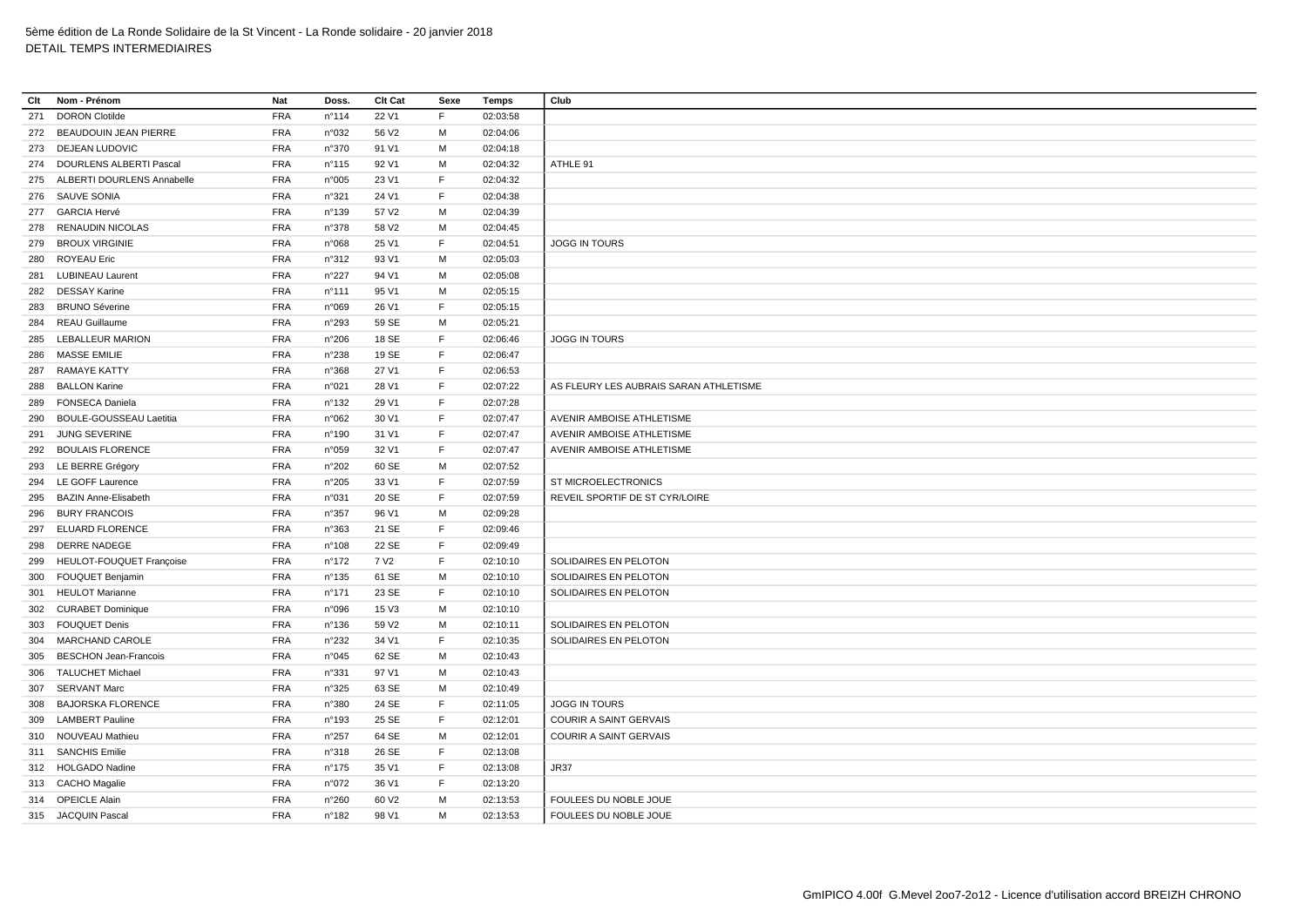5ème édition de La Ronde Solidaire de la St Vincent - La Ronde solidaire - 20 janvier 2018

DETAIL TEMPS INTERMEDIAIRES

| Clt | Nom - Prénom | Nat | Doss. | Clt Cat | Sexe | Temps | Club |
|---|---|---|---|---|---|---|---|
| 271 | DORON Clotilde | FRA | n°114 | 22 V1 | F | 02:03:58 | |
| 272 | BEAUDOUIN JEAN PIERRE | FRA | n°032 | 56 V2 | M | 02:04:06 | |
| 273 | DEJEAN LUDOVIC | FRA | n°370 | 91 V1 | M | 02:04:18 | |
| 274 | DOURLENS ALBERTI Pascal | FRA | n°115 | 92 V1 | M | 02:04:32 | ATHLE 91 |
| 275 | ALBERTI DOURLENS Annabelle | FRA | n°005 | 23 V1 | F | 02:04:32 | |
| 276 | SAUVE SONIA | FRA | n°321 | 24 V1 | F | 02:04:38 | |
| 277 | GARCIA Hervé | FRA | n°139 | 57 V2 | M | 02:04:39 | |
| 278 | RENAUDIN NICOLAS | FRA | n°378 | 58 V2 | M | 02:04:45 | |
| 279 | BROUX VIRGINIE | FRA | n°068 | 25 V1 | F | 02:04:51 | JOGG IN TOURS |
| 280 | ROYEAU Eric | FRA | n°312 | 93 V1 | M | 02:05:03 | |
| 281 | LUBINEAU Laurent | FRA | n°227 | 94 V1 | M | 02:05:08 | |
| 282 | DESSAY Karine | FRA | n°111 | 95 V1 | M | 02:05:15 | |
| 283 | BRUNO Séverine | FRA | n°069 | 26 V1 | F | 02:05:15 | |
| 284 | REAU Guillaume | FRA | n°293 | 59 SE | M | 02:05:21 | |
| 285 | LEBALLEUR MARION | FRA | n°206 | 18 SE | F | 02:06:46 | JOGG IN TOURS |
| 286 | MASSE EMILIE | FRA | n°238 | 19 SE | F | 02:06:47 | |
| 287 | RAMAYE KATTY | FRA | n°368 | 27 V1 | F | 02:06:53 | |
| 288 | BALLON Karine | FRA | n°021 | 28 V1 | F | 02:07:22 | AS FLEURY LES AUBRAIS SARAN ATHLETISME |
| 289 | FONSECA Daniela | FRA | n°132 | 29 V1 | F | 02:07:28 | |
| 290 | BOULE-GOUSSEAU Laetitia | FRA | n°062 | 30 V1 | F | 02:07:47 | AVENIR AMBOISE ATHLETISME |
| 291 | JUNG SEVERINE | FRA | n°190 | 31 V1 | F | 02:07:47 | AVENIR AMBOISE ATHLETISME |
| 292 | BOULAIS FLORENCE | FRA | n°059 | 32 V1 | F | 02:07:47 | AVENIR AMBOISE ATHLETISME |
| 293 | LE BERRE Grégory | FRA | n°202 | 60 SE | M | 02:07:52 | |
| 294 | LE GOFF Laurence | FRA | n°205 | 33 V1 | F | 02:07:59 | ST MICROELECTRONICS |
| 295 | BAZIN Anne-Elisabeth | FRA | n°031 | 20 SE | F | 02:07:59 | REVEIL SPORTIF DE ST CYR/LOIRE |
| 296 | BURY FRANCOIS | FRA | n°357 | 96 V1 | M | 02:09:28 | |
| 297 | ELUARD FLORENCE | FRA | n°363 | 21 SE | F | 02:09:46 | |
| 298 | DERRE NADEGE | FRA | n°108 | 22 SE | F | 02:09:49 | |
| 299 | HEULOT-FOUQUET Françoise | FRA | n°172 | 7 V2 | F | 02:10:10 | SOLIDAIRES EN PELOTON |
| 300 | FOUQUET Benjamin | FRA | n°135 | 61 SE | M | 02:10:10 | SOLIDAIRES EN PELOTON |
| 301 | HEULOT Marianne | FRA | n°171 | 23 SE | F | 02:10:10 | SOLIDAIRES EN PELOTON |
| 302 | CURABET Dominique | FRA | n°096 | 15 V3 | M | 02:10:10 | |
| 303 | FOUQUET Denis | FRA | n°136 | 59 V2 | M | 02:10:11 | SOLIDAIRES EN PELOTON |
| 304 | MARCHAND CAROLE | FRA | n°232 | 34 V1 | F | 02:10:35 | SOLIDAIRES EN PELOTON |
| 305 | BESCHON Jean-Francois | FRA | n°045 | 62 SE | M | 02:10:43 | |
| 306 | TALUCHET Michael | FRA | n°331 | 97 V1 | M | 02:10:43 | |
| 307 | SERVANT Marc | FRA | n°325 | 63 SE | M | 02:10:49 | |
| 308 | BAJORSKA FLORENCE | FRA | n°380 | 24 SE | F | 02:11:05 | JOGG IN TOURS |
| 309 | LAMBERT Pauline | FRA | n°193 | 25 SE | F | 02:12:01 | COURIR A SAINT GERVAIS |
| 310 | NOUVEAU Mathieu | FRA | n°257 | 64 SE | M | 02:12:01 | COURIR A SAINT GERVAIS |
| 311 | SANCHIS Emilie | FRA | n°318 | 26 SE | F | 02:13:08 | |
| 312 | HOLGADO Nadine | FRA | n°175 | 35 V1 | F | 02:13:08 | JR37 |
| 313 | CACHO Magalie | FRA | n°072 | 36 V1 | F | 02:13:20 | |
| 314 | OPEICLE Alain | FRA | n°260 | 60 V2 | M | 02:13:53 | FOULEES DU NOBLE JOUE |
| 315 | JACQUIN Pascal | FRA | n°182 | 98 V1 | M | 02:13:53 | FOULEES DU NOBLE JOUE |

GmIPICO 4.00f G.Mevel 2oo7-2o12 - Licence d'utilisation accord BREIZH CHRONO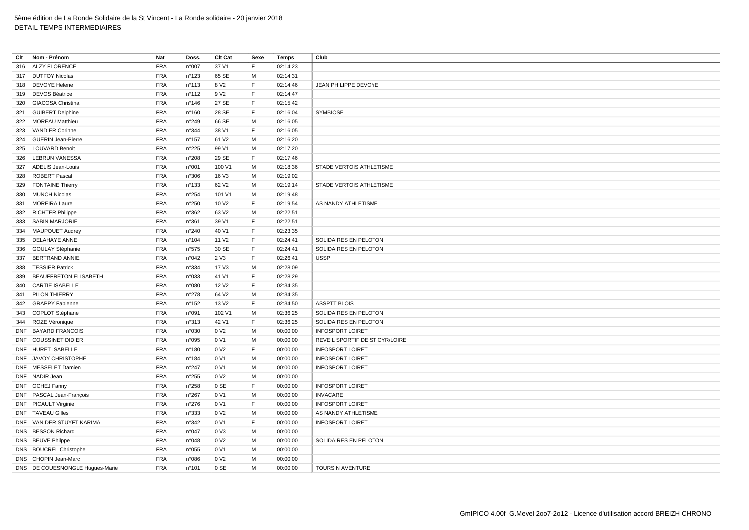| Clt | Nom - Prénom | Nat | Doss. | Clt Cat | Sexe | Temps | Club |
|---|---|---|---|---|---|---|---|
| 316 | ALZY FLORENCE | FRA | n°007 | 37 V1 | F | 02:14:23 | |
| 317 | DUTFOY Nicolas | FRA | n°123 | 65 SE | M | 02:14:31 | |
| 318 | DEVOYE Helene | FRA | n°113 | 8 V2 | F | 02:14:46 | JEAN PHILIPPE DEVOYE |
| 319 | DEVOS Béatrice | FRA | n°112 | 9 V2 | F | 02:14:47 | |
| 320 | GIACOSA Christina | FRA | n°146 | 27 SE | F | 02:15:42 | |
| 321 | GUIBERT Delphine | FRA | n°160 | 28 SE | F | 02:16:04 | SYMBIOSE |
| 322 | MOREAU Matthieu | FRA | n°249 | 66 SE | M | 02:16:05 | |
| 323 | VANDIER Corinne | FRA | n°344 | 38 V1 | F | 02:16:05 | |
| 324 | GUERIN Jean-Pierre | FRA | n°157 | 61 V2 | M | 02:16:20 | |
| 325 | LOUVARD Benoit | FRA | n°225 | 99 V1 | M | 02:17:20 | |
| 326 | LEBRUN VANESSA | FRA | n°208 | 29 SE | F | 02:17:46 | |
| 327 | ADELIS Jean-Louis | FRA | n°001 | 100 V1 | M | 02:18:36 | STADE VERTOIS ATHLETISME |
| 328 | ROBERT Pascal | FRA | n°306 | 16 V3 | M | 02:19:02 | |
| 329 | FONTAINE Thierry | FRA | n°133 | 62 V2 | M | 02:19:14 | STADE VERTOIS ATHLETISME |
| 330 | MUNCH Nicolas | FRA | n°254 | 101 V1 | M | 02:19:48 | |
| 331 | MOREIRA Laure | FRA | n°250 | 10 V2 | F | 02:19:54 | AS NANDY ATHLETISME |
| 332 | RICHTER Philippe | FRA | n°362 | 63 V2 | M | 02:22:51 | |
| 333 | SABIN MARJORIE | FRA | n°361 | 39 V1 | F | 02:22:51 | |
| 334 | MAUPOUET Audrey | FRA | n°240 | 40 V1 | F | 02:23:35 | |
| 335 | DELAHAYE ANNE | FRA | n°104 | 11 V2 | F | 02:24:41 | SOLIDAIRES EN PELOTON |
| 336 | GOULAY Stéphanie | FRA | n°575 | 30 SE | F | 02:24:41 | SOLIDAIRES EN PELOTON |
| 337 | BERTRAND ANNIE | FRA | n°042 | 2 V3 | F | 02:26:41 | USSP |
| 338 | TESSIER Patrick | FRA | n°334 | 17 V3 | M | 02:28:09 | |
| 339 | BEAUFFRETON ELISABETH | FRA | n°033 | 41 V1 | F | 02:28:29 | |
| 340 | CARTIE ISABELLE | FRA | n°080 | 12 V2 | F | 02:34:35 | |
| 341 | PILON THIERRY | FRA | n°278 | 64 V2 | M | 02:34:35 | |
| 342 | GRAPPY Fabienne | FRA | n°152 | 13 V2 | F | 02:34:50 | ASSPTT BLOIS |
| 343 | COPLOT Stéphane | FRA | n°091 | 102 V1 | M | 02:36:25 | SOLIDAIRES EN PELOTON |
| 344 | ROZE Véronique | FRA | n°313 | 42 V1 | F | 02:36:25 | SOLIDAIRES EN PELOTON |
| DNF | BAYARD FRANCOIS | FRA | n°030 | 0 V2 | M | 00:00:00 | INFOSPORT LOIRET |
| DNF | COUSSINET DIDIER | FRA | n°095 | 0 V1 | M | 00:00:00 | REVEIL SPORTIF DE ST CYR/LOIRE |
| DNF | HURET ISABELLE | FRA | n°180 | 0 V2 | F | 00:00:00 | INFOSPORT LOIRET |
| DNF | JAVOY CHRISTOPHE | FRA | n°184 | 0 V1 | M | 00:00:00 | INFOSPORT LOIRET |
| DNF | MESSELET Damien | FRA | n°247 | 0 V1 | M | 00:00:00 | INFOSPORT LOIRET |
| DNF | NADIR Jean | FRA | n°255 | 0 V2 | M | 00:00:00 | |
| DNF | OCHEJ Fanny | FRA | n°258 | 0 SE | F | 00:00:00 | INFOSPORT LOIRET |
| DNF | PASCAL Jean-François | FRA | n°267 | 0 V1 | M | 00:00:00 | INVACARE |
| DNF | PICAULT Virginie | FRA | n°276 | 0 V1 | F | 00:00:00 | INFOSPORT LOIRET |
| DNF | TAVEAU Gilles | FRA | n°333 | 0 V2 | M | 00:00:00 | AS NANDY ATHLETISME |
| DNF | VAN DER STUYFT KARIMA | FRA | n°342 | 0 V1 | F | 00:00:00 | INFOSPORT LOIRET |
| DNS | BESSON Richard | FRA | n°047 | 0 V3 | M | 00:00:00 | |
| DNS | BEUVE Philppe | FRA | n°048 | 0 V2 | M | 00:00:00 | SOLIDAIRES EN PELOTON |
| DNS | BOUCREL Christophe | FRA | n°055 | 0 V1 | M | 00:00:00 | |
| DNS | CHOPIN Jean-Marc | FRA | n°086 | 0 V2 | M | 00:00:00 | |
| DNS | DE COUESNONGLE Hugues-Marie | FRA | n°101 | 0 SE | M | 00:00:00 | TOURS N AVENTURE |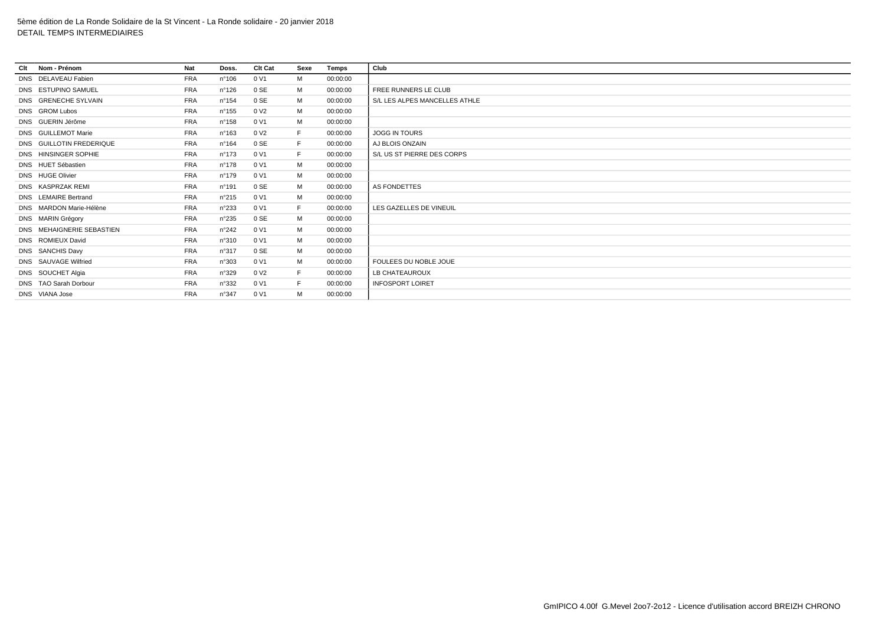5ème édition de La Ronde Solidaire de la St Vincent - La Ronde solidaire - 20 janvier 2018
DETAIL TEMPS INTERMEDIAIRES

| Clt | Nom - Prénom | Nat | Doss. | Clt Cat | Sexe | Temps | Club |
|---|---|---|---|---|---|---|---|
| DNS | DELAVEAU Fabien | FRA | n°106 | 0 V1 | M | 00:00:00 | |
| DNS | ESTUPINO SAMUEL | FRA | n°126 | 0 SE | M | 00:00:00 | FREE RUNNERS LE CLUB |
| DNS | GRENECHE SYLVAIN | FRA | n°154 | 0 SE | M | 00:00:00 | S/L LES ALPES MANCELLES ATHLE |
| DNS | GROM Lubos | FRA | n°155 | 0 V2 | M | 00:00:00 | |
| DNS | GUERIN Jérôme | FRA | n°158 | 0 V1 | M | 00:00:00 | |
| DNS | GUILLEMOT Marie | FRA | n°163 | 0 V2 | F | 00:00:00 | JOGG IN TOURS |
| DNS | GUILLOTIN FREDERIQUE | FRA | n°164 | 0 SE | F | 00:00:00 | AJ BLOIS ONZAIN |
| DNS | HINSINGER SOPHIE | FRA | n°173 | 0 V1 | F | 00:00:00 | S/L US ST PIERRE DES CORPS |
| DNS | HUET Sébastien | FRA | n°178 | 0 V1 | M | 00:00:00 | |
| DNS | HUGE Olivier | FRA | n°179 | 0 V1 | M | 00:00:00 | |
| DNS | KASPRZAK REMI | FRA | n°191 | 0 SE | M | 00:00:00 | AS FONDETTES |
| DNS | LEMAIRE Bertrand | FRA | n°215 | 0 V1 | M | 00:00:00 | |
| DNS | MARDON Marie-Hélène | FRA | n°233 | 0 V1 | F | 00:00:00 | LES GAZELLES DE VINEUIL |
| DNS | MARIN Grégory | FRA | n°235 | 0 SE | M | 00:00:00 | |
| DNS | MEHAIGNERIE SEBASTIEN | FRA | n°242 | 0 V1 | M | 00:00:00 | |
| DNS | ROMIEUX David | FRA | n°310 | 0 V1 | M | 00:00:00 | |
| DNS | SANCHIS Davy | FRA | n°317 | 0 SE | M | 00:00:00 | |
| DNS | SAUVAGE Wilfried | FRA | n°303 | 0 V1 | M | 00:00:00 | FOULEES DU NOBLE JOUE |
| DNS | SOUCHET Algia | FRA | n°329 | 0 V2 | F | 00:00:00 | LB CHATEAUROUX |
| DNS | TAO Sarah Dorbour | FRA | n°332 | 0 V1 | F | 00:00:00 | INFOSPORT LOIRET |
| DNS | VIANA Jose | FRA | n°347 | 0 V1 | M | 00:00:00 | |

GmIPICO 4.00f G.Mevel 2oo7-2o12 - Licence d'utilisation accord BREIZH CHRONO